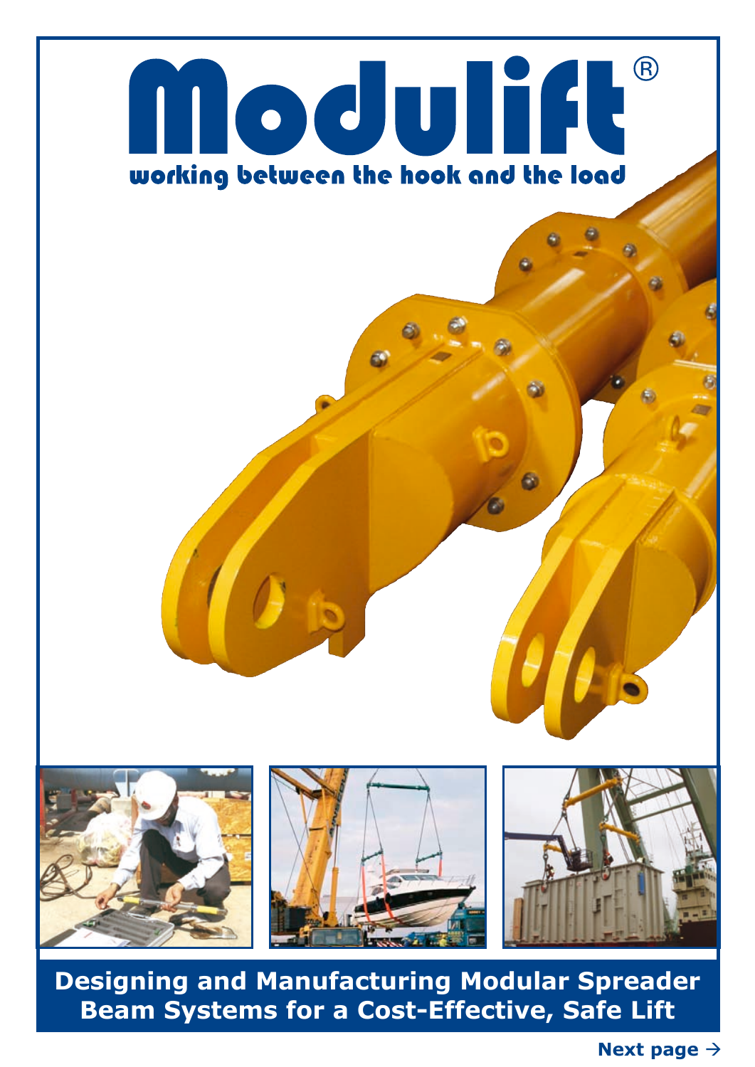# Modulift®

**working between the hook and the load**

**Designing and Manufacturing Modular Spreader Beam Systems for a Cost-Effective, Safe Lift**

**Next page →**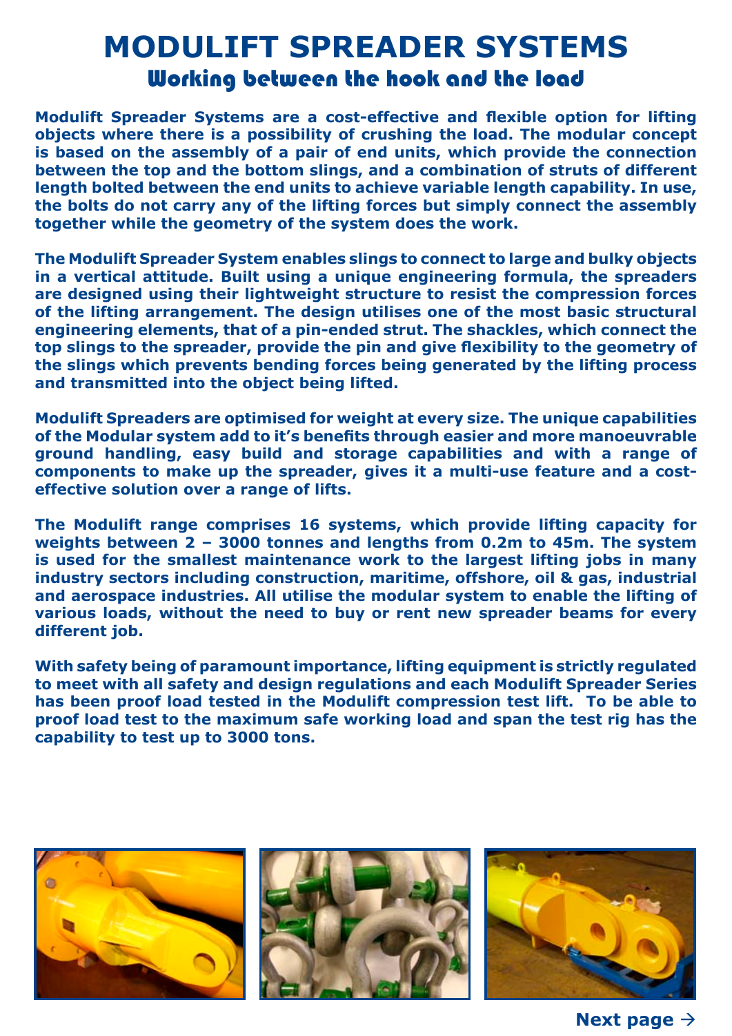# MODULIFT SPREADER SYSTEMS

## Working between the hook and the load

**Modulift Spreader Systems are a cost-effective and flexible option for lifting objects where there is a possibility of crushing the load. The modular concept is based on the assembly of a pair of end units, which provide the connection between the top and the bottom slings, and a combination of struts of different length bolted between the end units to achieve variable length capability. In use, the bolts do not carry any of the lifting forces but simply connect the assembly together while the geometry of the system does the work.**

**The Modulift Spreader System enables slings to connect to large and bulky objects in a vertical attitude. Built using a unique engineering formula, the spreaders are designed using their lightweight structure to resist the compression forces of the lifting arrangement. The design utilises one of the most basic structural engineering elements, that of a pin-ended strut. The shackles, which connect the top slings to the spreader, provide the pin and give flexibility to the geometry of the slings which prevents bending forces being generated by the lifting process and transmitted into the object being lifted.**

**Modulift Spreaders are optimised for weight at every size. The unique capabilities of the Modular system add to it's benefits through easier and more manoeuvrable ground handling, easy build and storage capabilities and with a range of components to make up the spreader, gives it a multi-use feature and a cost-effective solution over a range of lifts.**

**The Modulift range comprises 16 systems, which provide lifting capacity for weights between 2 – 3000 tonnes and lengths from 0.2m to 45m. The system is used for the smallest maintenance work to the largest lifting jobs in many industry sectors including construction, maritime, offshore, oil & gas, industrial and aerospace industries. All utilise the modular system to enable the lifting of various loads, without the need to buy or rent new spreader beams for every different job.**

**With safety being of paramount importance, lifting equipment is strictly regulated to meet with all safety and design regulations and each Modulift Spreader Series has been proof load tested in the Modulift compression test lift. To be able to proof load test to the maximum safe working load and span the test rig has the capability to test up to 3000 tons.**

**Next page →**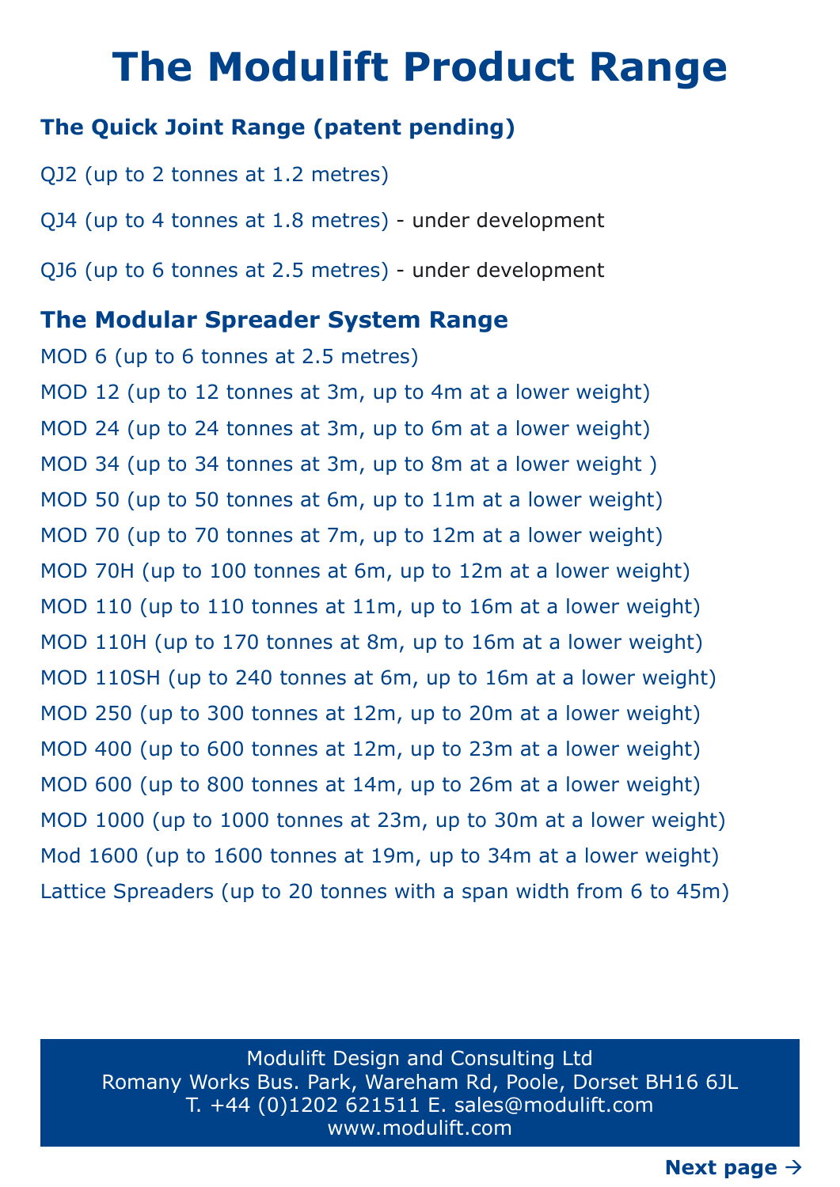# The Modulift Product Range

## The Quick Joint Range (patent pending)

QJ2 (up to 2 tonnes at 1.2 metres)

QJ4 (up to 4 tonnes at 1.8 metres) - under development

QJ6 (up to 6 tonnes at 2.5 metres) - under development

## The Modular Spreader System Range

MOD 6 (up to 6 tonnes at 2.5 metres)
MOD 12 (up to 12 tonnes at 3m, up to 4m at a lower weight)
MOD 24 (up to 24 tonnes at 3m, up to 6m at a lower weight)
MOD 34 (up to 34 tonnes at 3m, up to 8m at a lower weight )
MOD 50 (up to 50 tonnes at 6m, up to 11m at a lower weight)
MOD 70 (up to 70 tonnes at 7m, up to 12m at a lower weight)
MOD 70H (up to 100 tonnes at 6m, up to 12m at a lower weight)
MOD 110 (up to 110 tonnes at 11m, up to 16m at a lower weight)
MOD 110H (up to 170 tonnes at 8m, up to 16m at a lower weight)
MOD 110SH (up to 240 tonnes at 6m, up to 16m at a lower weight)
MOD 250 (up to 300 tonnes at 12m, up to 20m at a lower weight)
MOD 400 (up to 600 tonnes at 12m, up to 23m at a lower weight)
MOD 600 (up to 800 tonnes at 14m, up to 26m at a lower weight)
MOD 1000 (up to 1000 tonnes at 23m, up to 30m at a lower weight)
Mod 1600 (up to 1600 tonnes at 19m, up to 34m at a lower weight)
Lattice Spreaders (up to 20 tonnes with a span width from 6 to 45m)

Modulift Design and Consulting Ltd
Romany Works Bus. Park, Wareham Rd, Poole, Dorset BH16 6JL
T. +44 (0)1202 621511 E. sales@modulift.com
www.modulift.com

**Next page →**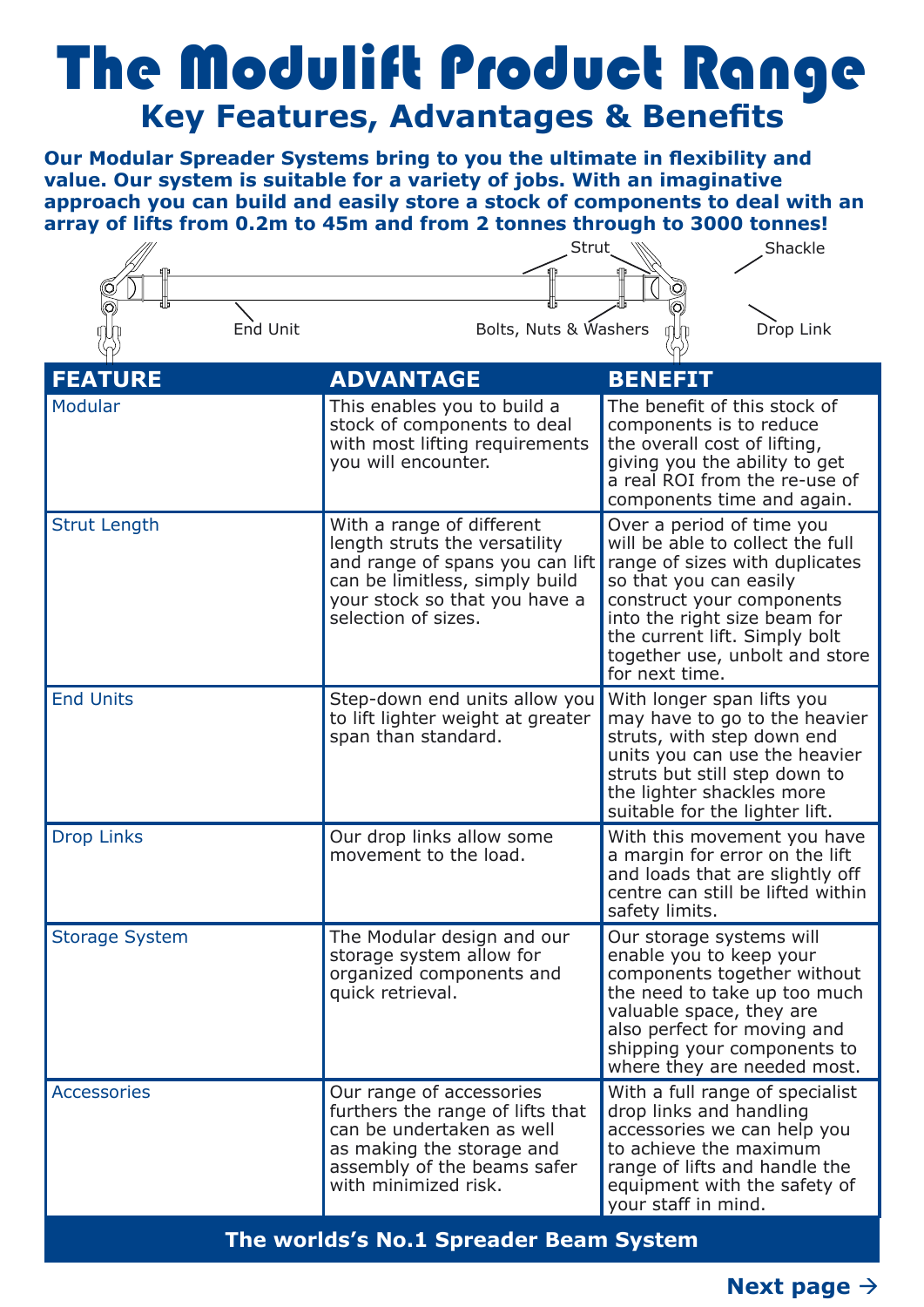# The Modulift Product Range

## Key Features, Advantages & Benefits

**Our Modular Spreader Systems bring to you the ultimate in flexibility and value. Our system is suitable for a variety of jobs. With an imaginative approach you can build and easily store a stock of components to deal with an array of lifts from 0.2m to 45m and from 2 tonnes through to 3000 tonnes!**

Strut
Shackle
End Unit
Bolts, Nuts & Washers
Drop Link

| FEATURE | ADVANTAGE | BENEFIT |
|---|---|---|
| Modular | This enables you to build a stock of components to deal with most lifting requirements you will encounter. | The benefit of this stock of components is to reduce the overall cost of lifting, giving you the ability to get a real ROI from the re-use of components time and again. |
| Strut Length | With a range of different length struts the versatility and range of spans you can lift can be limitless, simply build your stock so that you have a selection of sizes. | Over a period of time you will be able to collect the full range of sizes with duplicates so that you can easily construct your components into the right size beam for the current lift. Simply bolt together use, unbolt and store for next time. |
| End Units | Step-down end units allow you to lift lighter weight at greater span than standard. | With longer span lifts you may have to go to the heavier struts, with step down end units you can use the heavier struts but still step down to the lighter shackles more suitable for the lighter lift. |
| Drop Links | Our drop links allow some movement to the load. | With this movement you have a margin for error on the lift and loads that are slightly off centre can still be lifted within safety limits. |
| Storage System | The Modular design and our storage system allow for organized components and quick retrieval. | Our storage systems will enable you to keep your components together without the need to take up too much valuable space, they are also perfect for moving and shipping your components to where they are needed most. |
| Accessories | Our range of accessories furthers the range of lifts that can be undertaken as well as making the storage and assembly of the beams safer with minimized risk. | With a full range of specialist drop links and handling accessories we can help you to achieve the maximum range of lifts and handle the equipment with the safety of your staff in mind. |

**The worlds's No.1 Spreader Beam System**

**Next page →**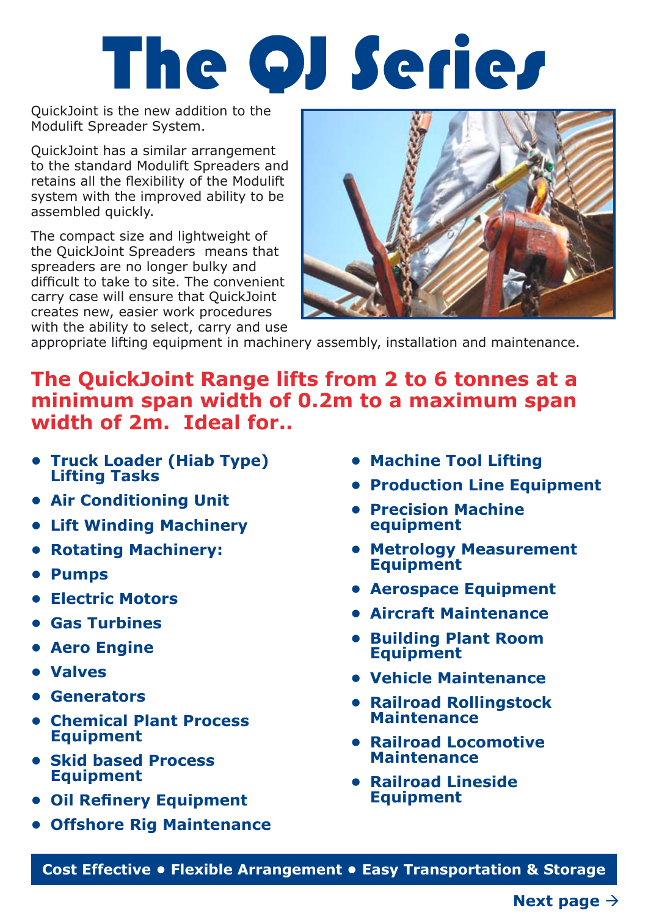# The QJ Series

QuickJoint is the new addition to the Modulift Spreader System.

QuickJoint has a similar arrangement to the standard Modulift Spreaders and retains all the flexibility of the Modulift system with the improved ability to be assembled quickly.

The compact size and lightweight of the QuickJoint Spreaders means that spreaders are no longer bulky and difficult to take to site. The convenient carry case will ensure that QuickJoint creates new, easier work procedures with the ability to select, carry and use appropriate lifting equipment in machinery assembly, installation and maintenance.

## The QuickJoint Range lifts from 2 to 6 tonnes at a minimum span width of 0.2m to a maximum span width of 2m. Ideal for..

- **Truck Loader (Hiab Type) Lifting Tasks**
- **Air Conditioning Unit**
- **Lift Winding Machinery**
- **Rotating Machinery:**
- **Pumps**
- **Electric Motors**
- **Gas Turbines**
- **Aero Engine**
- **Valves**
- **Generators**
- **Chemical Plant Process Equipment**
- **Skid based Process Equipment**
- **Oil Refinery Equipment**
- **Offshore Rig Maintenance**
- **Machine Tool Lifting**
- **Production Line Equipment**
- **Precision Machine equipment**
- **Metrology Measurement Equipment**
- **Aerospace Equipment**
- **Aircraft Maintenance**
- **Building Plant Room Equipment**
- **Vehicle Maintenance**
- **Railroad Rollingstock Maintenance**
- **Railroad Locomotive Maintenance**
- **Railroad Lineside Equipment**

**Cost Effective • Flexible Arrangement • Easy Transportation & Storage**

**Next page →**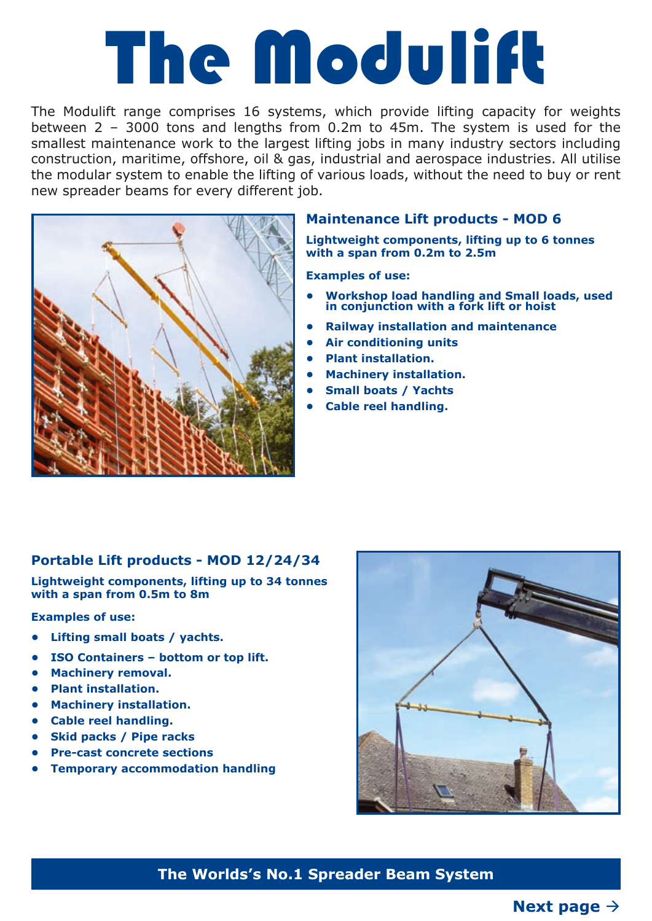# The Modulift

The Modulift range comprises 16 systems, which provide lifting capacity for weights between 2 – 3000 tons and lengths from 0.2m to 45m. The system is used for the smallest maintenance work to the largest lifting jobs in many industry sectors including construction, maritime, offshore, oil & gas, industrial and aerospace industries. All utilise the modular system to enable the lifting of various loads, without the need to buy or rent new spreader beams for every different job.

## Maintenance Lift products - MOD 6

**Lightweight components, lifting up to 6 tonnes with a span from 0.2m to 2.5m**

**Examples of use:**

- **Workshop load handling and Small loads, used in conjunction with a fork lift or hoist**
- **Railway installation and maintenance**
- **Air conditioning units**
- **Plant installation.**
- **Machinery installation.**
- **Small boats / Yachts**
- **Cable reel handling.**

## Portable Lift products - MOD 12/24/34

**Lightweight components, lifting up to 34 tonnes with a span from 0.5m to 8m**

**Examples of use:**

- **Lifting small boats / yachts.**
- **ISO Containers – bottom or top lift.**
- **Machinery removal.**
- **Plant installation.**
- **Machinery installation.**
- **Cable reel handling.**
- **Skid packs / Pipe racks**
- **Pre-cast concrete sections**
- **Temporary accommodation handling**

**The Worlds's No.1 Spreader Beam System**

**Next page →**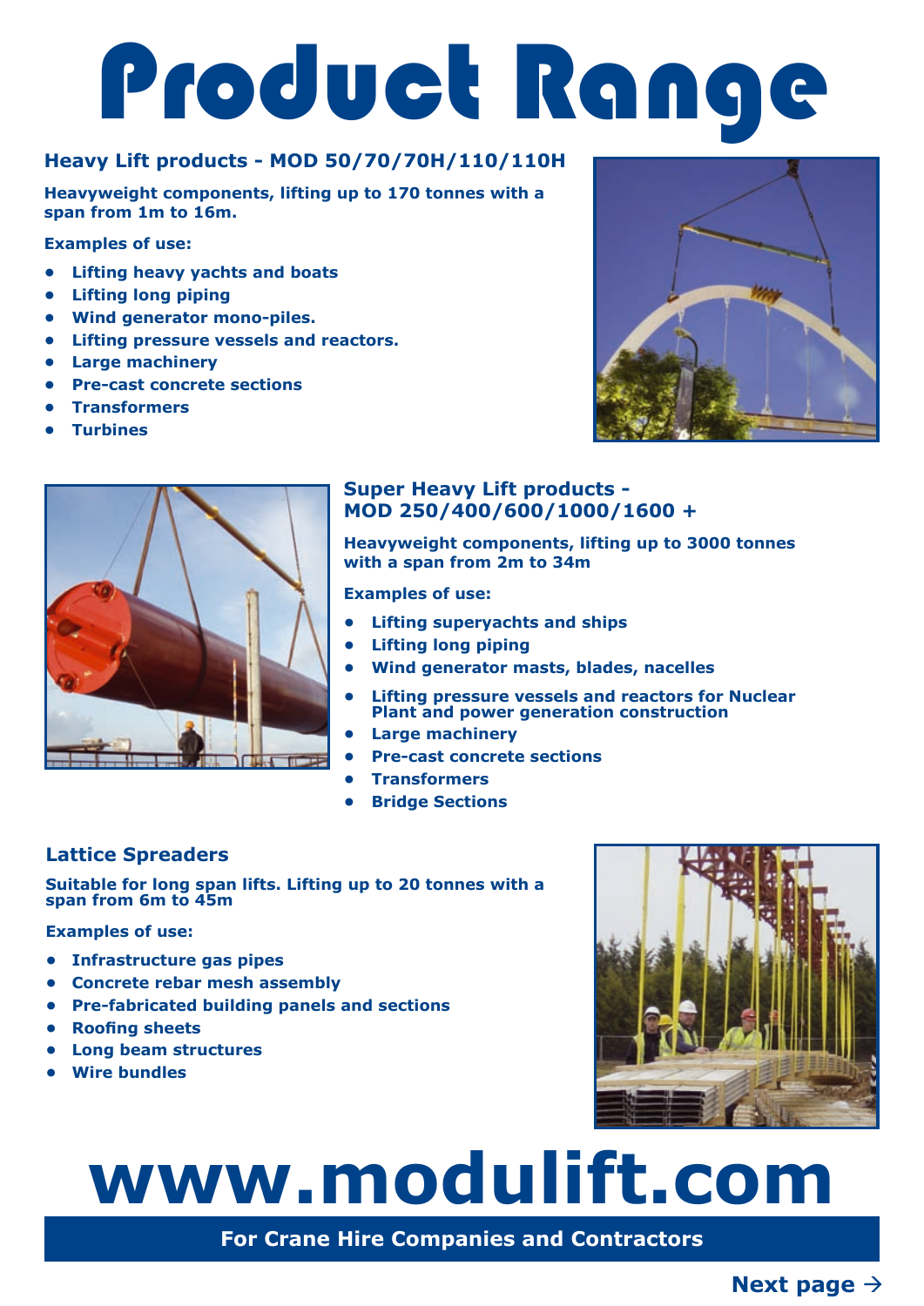# Product Range

## Heavy Lift products - MOD 50/70/70H/110/110H

**Heavyweight components, lifting up to 170 tonnes with a span from 1m to 16m.**

**Examples of use:**

- Lifting heavy yachts and boats
- Lifting long piping
- Wind generator mono-piles.
- Lifting pressure vessels and reactors.
- Large machinery
- Pre-cast concrete sections
- Transformers
- Turbines

## Super Heavy Lift products - MOD 250/400/600/1000/1600 +

**Heavyweight components, lifting up to 3000 tonnes with a span from 2m to 34m**

**Examples of use:**

- Lifting superyachts and ships
- Lifting long piping
- Wind generator masts, blades, nacelles
- Lifting pressure vessels and reactors for Nuclear Plant and power generation construction
- Large machinery
- Pre-cast concrete sections
- Transformers
- Bridge Sections

## Lattice Spreaders

**Suitable for long span lifts. Lifting up to 20 tonnes with a span from 6m to 45m**

**Examples of use:**

- Infrastructure gas pipes
- Concrete rebar mesh assembly
- Pre-fabricated building panels and sections
- Roofing sheets
- Long beam structures
- Wire bundles

# www.modulift.com

**For Crane Hire Companies and Contractors**

**Next page →**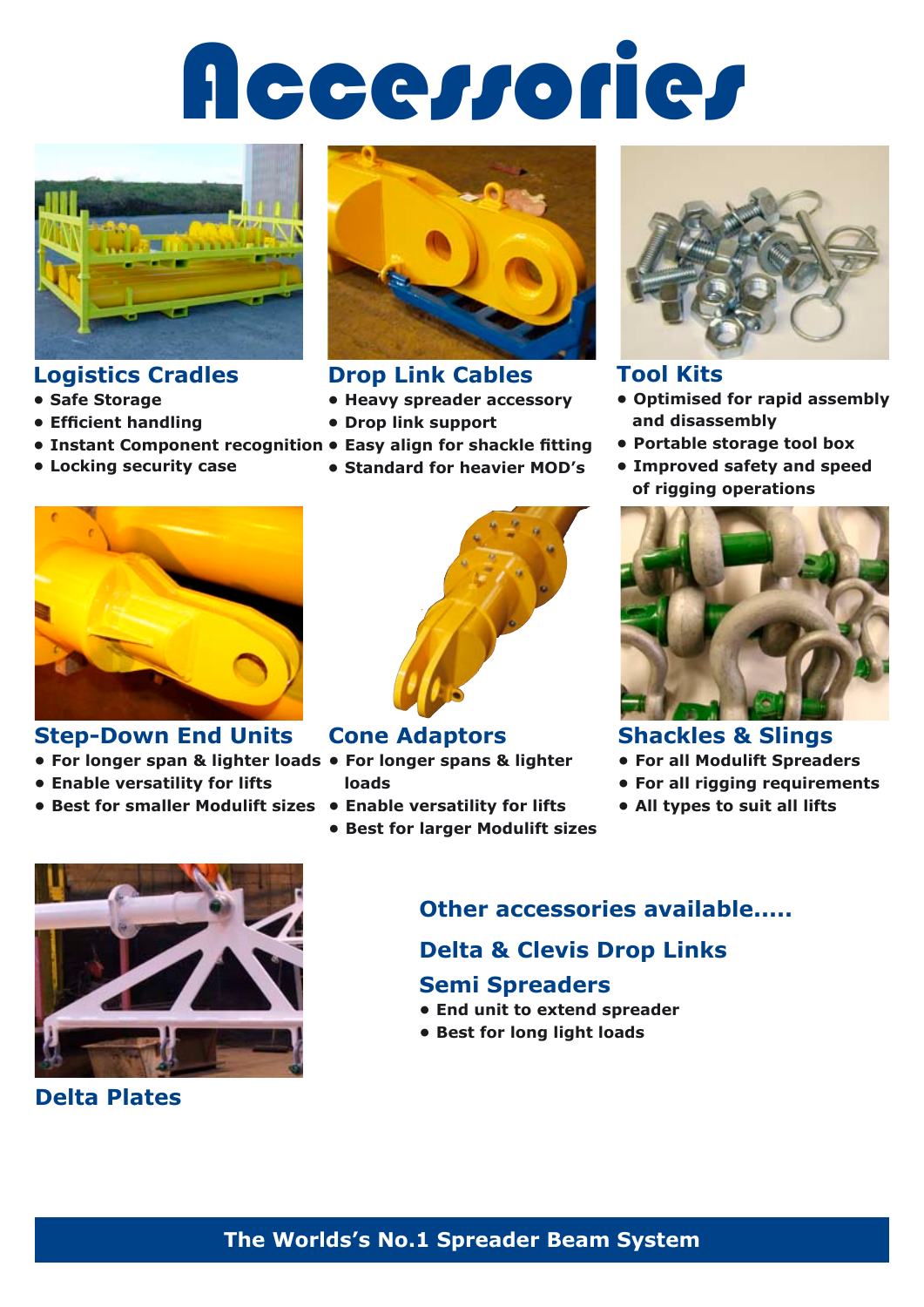# Accessories

## Logistics Cradles

- Safe Storage
- Efficient handling
- Instant Component recognition
- Locking security case

## Drop Link Cables

- Heavy spreader accessory
- Drop link support
- Easy align for shackle fitting
- Standard for heavier MOD's

## Tool Kits

- Optimised for rapid assembly and disassembly
- Portable storage tool box
- Improved safety and speed of rigging operations

## Step-Down End Units

- For longer span & lighter loads
- Enable versatility for lifts
- Best for smaller Modulift sizes

## Cone Adaptors

- For longer spans & lighter loads
- Enable versatility for lifts
- Best for larger Modulift sizes

## Shackles & Slings

- For all Modulift Spreaders
- For all rigging requirements
- All types to suit all lifts

## Delta Plates

## Other accessories available.....

## Delta & Clevis Drop Links

## Semi Spreaders

- End unit to extend spreader
- Best for long light loads

**The Worlds's No.1 Spreader Beam System**